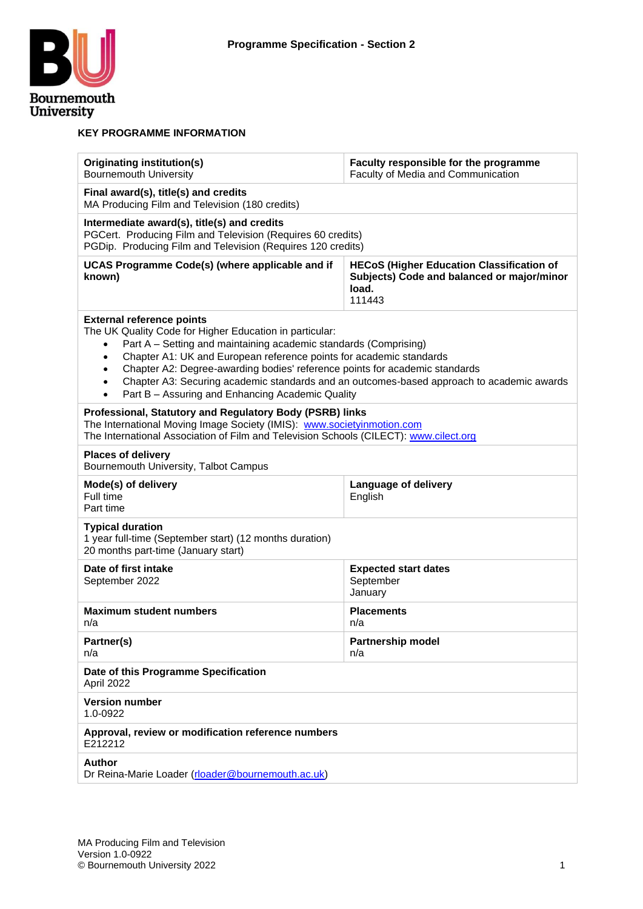Programme Specification - Section 2

## KEY PROGRAMME INFORMATION

| | |
|---|---|
| **Originating institution(s)**<br>Bournemouth University | **Faculty responsible for the programme**<br>Faculty of Media and Communication |
| **Final award(s), title(s) and credits**<br>MA Producing Film and Television (180 credits) | |
| **Intermediate award(s), title(s) and credits**<br>PGCert. Producing Film and Television (Requires 60 credits)<br>PGDip. Producing Film and Television (Requires 120 credits) | |
| **UCAS Programme Code(s) (where applicable and if known)** | **HECoS (Higher Education Classification of Subjects) Code and balanced or major/minor load.**<br>111443 |
| **External reference points**<br>The UK Quality Code for Higher Education in particular:<br>• Part A – Setting and maintaining academic standards (Comprising)<br>• Chapter A1: UK and European reference points for academic standards<br>• Chapter A2: Degree-awarding bodies' reference points for academic standards<br>• Chapter A3: Securing academic standards and an outcomes-based approach to academic awards<br>• Part B – Assuring and Enhancing Academic Quality | |
| **Professional, Statutory and Regulatory Body (PSRB) links**<br>The International Moving Image Society (IMIS): www.societyinmotion.com<br>The International Association of Film and Television Schools (CILECT): www.cilect.org | |
| **Places of delivery**<br>Bournemouth University, Talbot Campus | |
| **Mode(s) of delivery**<br>Full time<br>Part time | **Language of delivery**<br>English |
| **Typical duration**<br>1 year full-time (September start) (12 months duration)<br>20 months part-time (January start) | |
| **Date of first intake**<br>September 2022 | **Expected start dates**<br>September<br>January |
| **Maximum student numbers**<br>n/a | **Placements**<br>n/a |
| **Partner(s)**<br>n/a | **Partnership model**<br>n/a |
| **Date of this Programme Specification**<br>April 2022 | |
| **Version number**<br>1.0-0922 | |
| **Approval, review or modification reference numbers**<br>E212212 | |
| **Author**<br>Dr Reina-Marie Loader (rloader@bournemouth.ac.uk) | |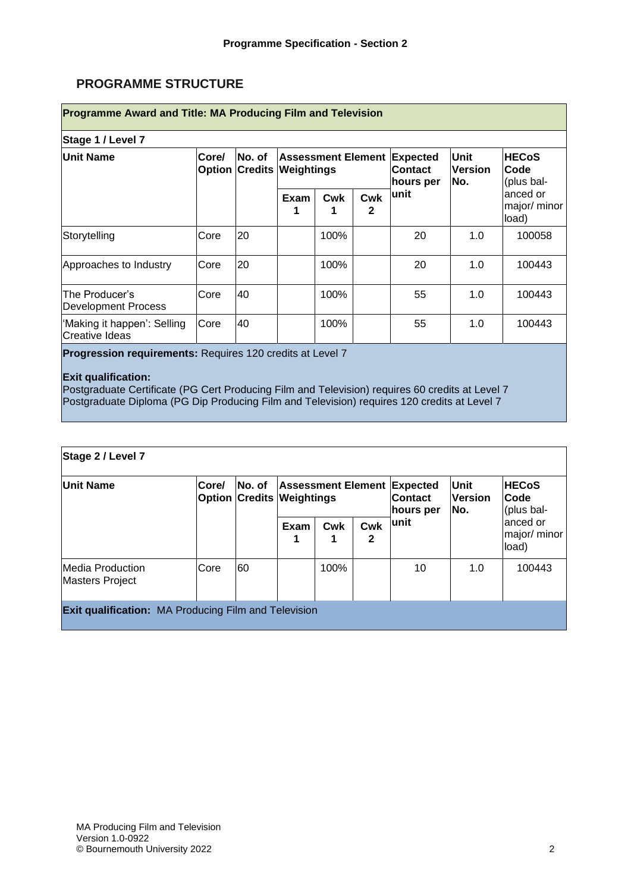**Programme Specification - Section 2**

## PROGRAMME STRUCTURE

**Programme Award and Title: MA Producing Film and Television**

**Stage 1 / Level 7**

| Unit Name | Core/ Option | No. of Credits | Assessment Element Weightings | | | Expected Contact hours per unit | Unit Version No. | HECoS Code (plus balanced or major/ minor load) |
|---|---|---|---|---|---|---|---|---|
| | | | Exam 1 | Cwk 1 | Cwk 2 | | | |
| Storytelling | Core | 20 | | 100% | | 20 | 1.0 | 100058 |
| Approaches to Industry | Core | 20 | | 100% | | 20 | 1.0 | 100443 |
| The Producer's Development Process | Core | 40 | | 100% | | 55 | 1.0 | 100443 |
| 'Making it happen': Selling Creative Ideas | Core | 40 | | 100% | | 55 | 1.0 | 100443 |

**Progression requirements:** Requires 120 credits at Level 7

**Exit qualification:**
Postgraduate Certificate (PG Cert Producing Film and Television) requires 60 credits at Level 7
Postgraduate Diploma (PG Dip Producing Film and Television) requires 120 credits at Level 7

**Stage 2 / Level 7**

| Unit Name | Core/ Option | No. of Credits | Assessment Element Weightings | | | Expected Contact hours per unit | Unit Version No. | HECoS Code (plus balanced or major/ minor load) |
|---|---|---|---|---|---|---|---|---|
| | | | Exam 1 | Cwk 1 | Cwk 2 | | | |
| Media Production Masters Project | Core | 60 | | 100% | | 10 | 1.0 | 100443 |

**Exit qualification:** MA Producing Film and Television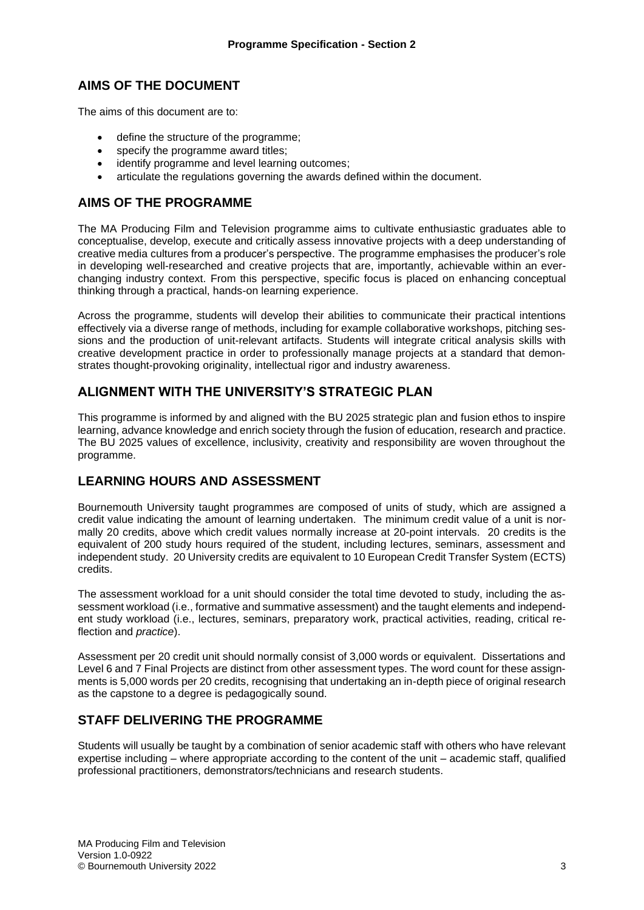## AIMS OF THE DOCUMENT

The aims of this document are to:

- define the structure of the programme;
- specify the programme award titles;
- identify programme and level learning outcomes;
- articulate the regulations governing the awards defined within the document.

## AIMS OF THE PROGRAMME

The MA Producing Film and Television programme aims to cultivate enthusiastic graduates able to conceptualise, develop, execute and critically assess innovative projects with a deep understanding of creative media cultures from a producer's perspective. The programme emphasises the producer's role in developing well-researched and creative projects that are, importantly, achievable within an ever-changing industry context. From this perspective, specific focus is placed on enhancing conceptual thinking through a practical, hands-on learning experience.

Across the programme, students will develop their abilities to communicate their practical intentions effectively via a diverse range of methods, including for example collaborative workshops, pitching sessions and the production of unit-relevant artifacts. Students will integrate critical analysis skills with creative development practice in order to professionally manage projects at a standard that demonstrates thought-provoking originality, intellectual rigor and industry awareness.

## ALIGNMENT WITH THE UNIVERSITY'S STRATEGIC PLAN

This programme is informed by and aligned with the BU 2025 strategic plan and fusion ethos to inspire learning, advance knowledge and enrich society through the fusion of education, research and practice. The BU 2025 values of excellence, inclusivity, creativity and responsibility are woven throughout the programme.

## LEARNING HOURS AND ASSESSMENT

Bournemouth University taught programmes are composed of units of study, which are assigned a credit value indicating the amount of learning undertaken. The minimum credit value of a unit is normally 20 credits, above which credit values normally increase at 20-point intervals. 20 credits is the equivalent of 200 study hours required of the student, including lectures, seminars, assessment and independent study. 20 University credits are equivalent to 10 European Credit Transfer System (ECTS) credits.

The assessment workload for a unit should consider the total time devoted to study, including the assessment workload (i.e., formative and summative assessment) and the taught elements and independent study workload (i.e., lectures, seminars, preparatory work, practical activities, reading, critical reflection and *practice*).

Assessment per 20 credit unit should normally consist of 3,000 words or equivalent. Dissertations and Level 6 and 7 Final Projects are distinct from other assessment types. The word count for these assignments is 5,000 words per 20 credits, recognising that undertaking an in-depth piece of original research as the capstone to a degree is pedagogically sound.

## STAFF DELIVERING THE PROGRAMME

Students will usually be taught by a combination of senior academic staff with others who have relevant expertise including – where appropriate according to the content of the unit – academic staff, qualified professional practitioners, demonstrators/technicians and research students.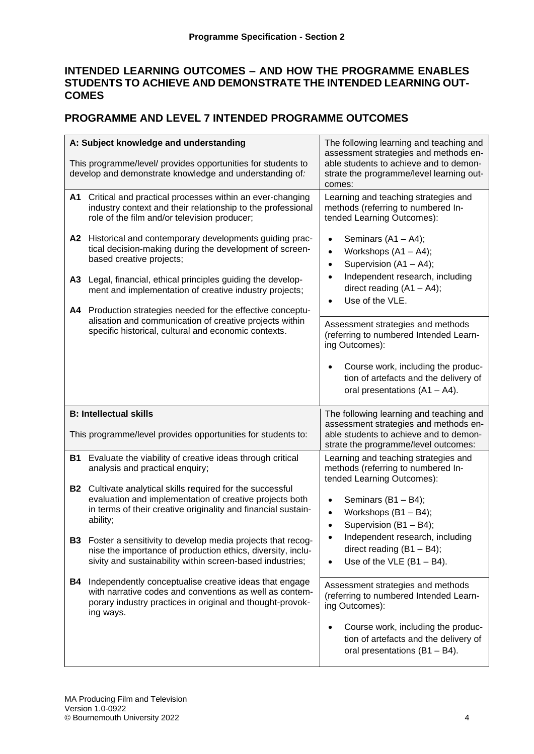## INTENDED LEARNING OUTCOMES – AND HOW THE PROGRAMME ENABLES STUDENTS TO ACHIEVE AND DEMONSTRATE THE INTENDED LEARNING OUTCOMES

## PROGRAMME AND LEVEL 7 INTENDED PROGRAMME OUTCOMES

| **A: Subject knowledge and understanding**<br><br>This programme/level/ provides opportunities for students to develop and demonstrate knowledge and understanding of: | The following learning and teaching and assessment strategies and methods enable students to achieve and to demonstrate the programme/level learning outcomes: |
|---|---|
| **A1** Critical and practical processes within an ever-changing industry context and their relationship to the professional role of the film and/or television producer;<br><br>**A2** Historical and contemporary developments guiding practical decision-making during the development of screen-based creative projects;<br><br>**A3** Legal, financial, ethical principles guiding the development and implementation of creative industry projects;<br><br>**A4** Production strategies needed for the effective conceptualisation and communication of creative projects within specific historical, cultural and economic contexts. | Learning and teaching strategies and methods (referring to numbered Intended Learning Outcomes):<br><br>• Seminars (A1 – A4);<br>• Workshops (A1 – A4);<br>• Supervision (A1 – A4);<br>• Independent research, including direct reading (A1 – A4);<br>• Use of the VLE.<br><br>Assessment strategies and methods (referring to numbered Intended Learning Outcomes):<br><br>• Course work, including the production of artefacts and the delivery of oral presentations (A1 – A4). |

| **B: Intellectual skills**<br><br>This programme/level provides opportunities for students to: | The following learning and teaching and assessment strategies and methods enable students to achieve and to demonstrate the programme/level outcomes: |
|---|---|
| **B1** Evaluate the viability of creative ideas through critical analysis and practical enquiry;<br><br>**B2** Cultivate analytical skills required for the successful evaluation and implementation of creative projects both in terms of their creative originality and financial sustainability;<br><br>**B3** Foster a sensitivity to develop media projects that recognise the importance of production ethics, diversity, inclusivity and sustainability within screen-based industries;<br><br>**B4** Independently conceptualise creative ideas that engage with narrative codes and conventions as well as contemporary industry practices in original and thought-provoking ways. | Learning and teaching strategies and methods (referring to numbered Intended Learning Outcomes):<br><br>• Seminars (B1 – B4);<br>• Workshops (B1 – B4);<br>• Supervision (B1 – B4);<br>• Independent research, including direct reading (B1 – B4);<br>• Use of the VLE (B1 – B4).<br><br>Assessment strategies and methods (referring to numbered Intended Learning Outcomes):<br><br>• Course work, including the production of artefacts and the delivery of oral presentations (B1 – B4). |

MA Producing Film and Television
Version 1.0-0922
© Bournemouth University 2022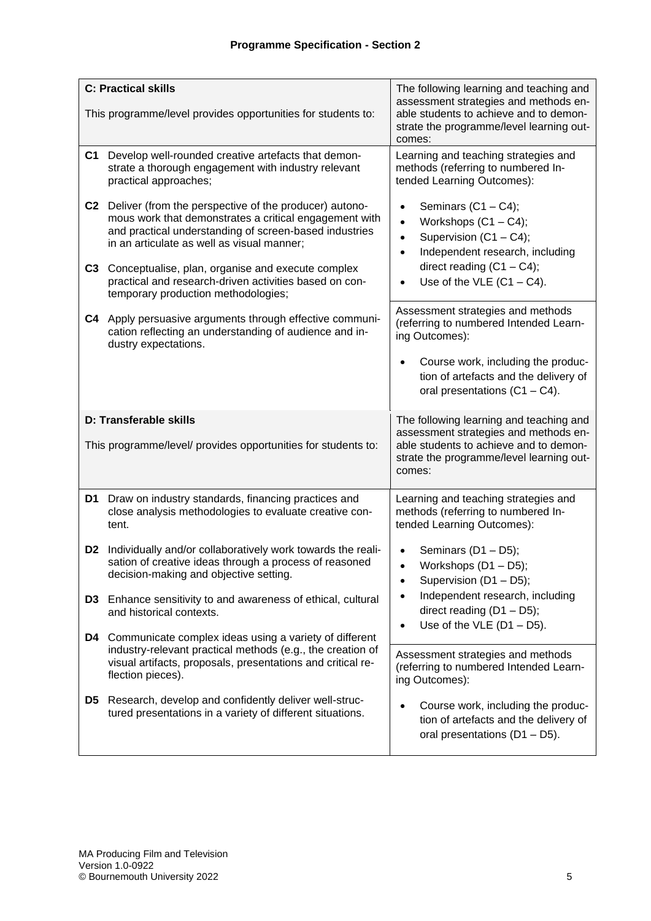## Programme Specification - Section 2

| **C: Practical skills**<br><br>This programme/level provides opportunities for students to: | The following learning and teaching and assessment strategies and methods enable students to achieve and to demonstrate the programme/level learning outcomes: |
|---|---|
| **C1** Develop well-rounded creative artefacts that demonstrate a thorough engagement with industry relevant practical approaches;<br><br>**C2** Deliver (from the perspective of the producer) autonomous work that demonstrates a critical engagement with and practical understanding of screen-based industries in an articulate as well as visual manner;<br><br>**C3** Conceptualise, plan, organise and execute complex practical and research-driven activities based on contemporary production methodologies;<br><br>**C4** Apply persuasive arguments through effective communication reflecting an understanding of audience and industry expectations. | Learning and teaching strategies and methods (referring to numbered Intended Learning Outcomes):<br><br>• Seminars (C1 – C4);<br>• Workshops (C1 – C4);<br>• Supervision (C1 – C4);<br>• Independent research, including direct reading (C1 – C4);<br>• Use of the VLE (C1 – C4).<br><br>Assessment strategies and methods (referring to numbered Intended Learning Outcomes):<br><br>• Course work, including the production of artefacts and the delivery of oral presentations (C1 – C4). |

| **D: Transferable skills**<br><br>This programme/level/ provides opportunities for students to: | The following learning and teaching and assessment strategies and methods enable students to achieve and to demonstrate the programme/level learning outcomes: |
|---|---|
| **D1** Draw on industry standards, financing practices and close analysis methodologies to evaluate creative content.<br><br>**D2** Individually and/or collaboratively work towards the realisation of creative ideas through a process of reasoned decision-making and objective setting.<br><br>**D3** Enhance sensitivity to and awareness of ethical, cultural and historical contexts.<br><br>**D4** Communicate complex ideas using a variety of different industry-relevant practical methods (e.g., the creation of visual artifacts, proposals, presentations and critical reflection pieces).<br><br>**D5** Research, develop and confidently deliver well-structured presentations in a variety of different situations. | Learning and teaching strategies and methods (referring to numbered Intended Learning Outcomes):<br><br>• Seminars (D1 – D5);<br>• Workshops (D1 – D5);<br>• Supervision (D1 – D5);<br>• Independent research, including direct reading (D1 – D5);<br>• Use of the VLE (D1 – D5).<br><br>Assessment strategies and methods (referring to numbered Intended Learning Outcomes):<br><br>• Course work, including the production of artefacts and the delivery of oral presentations (D1 – D5). |

MA Producing Film and Television
Version 1.0-0922
© Bournemouth University 2022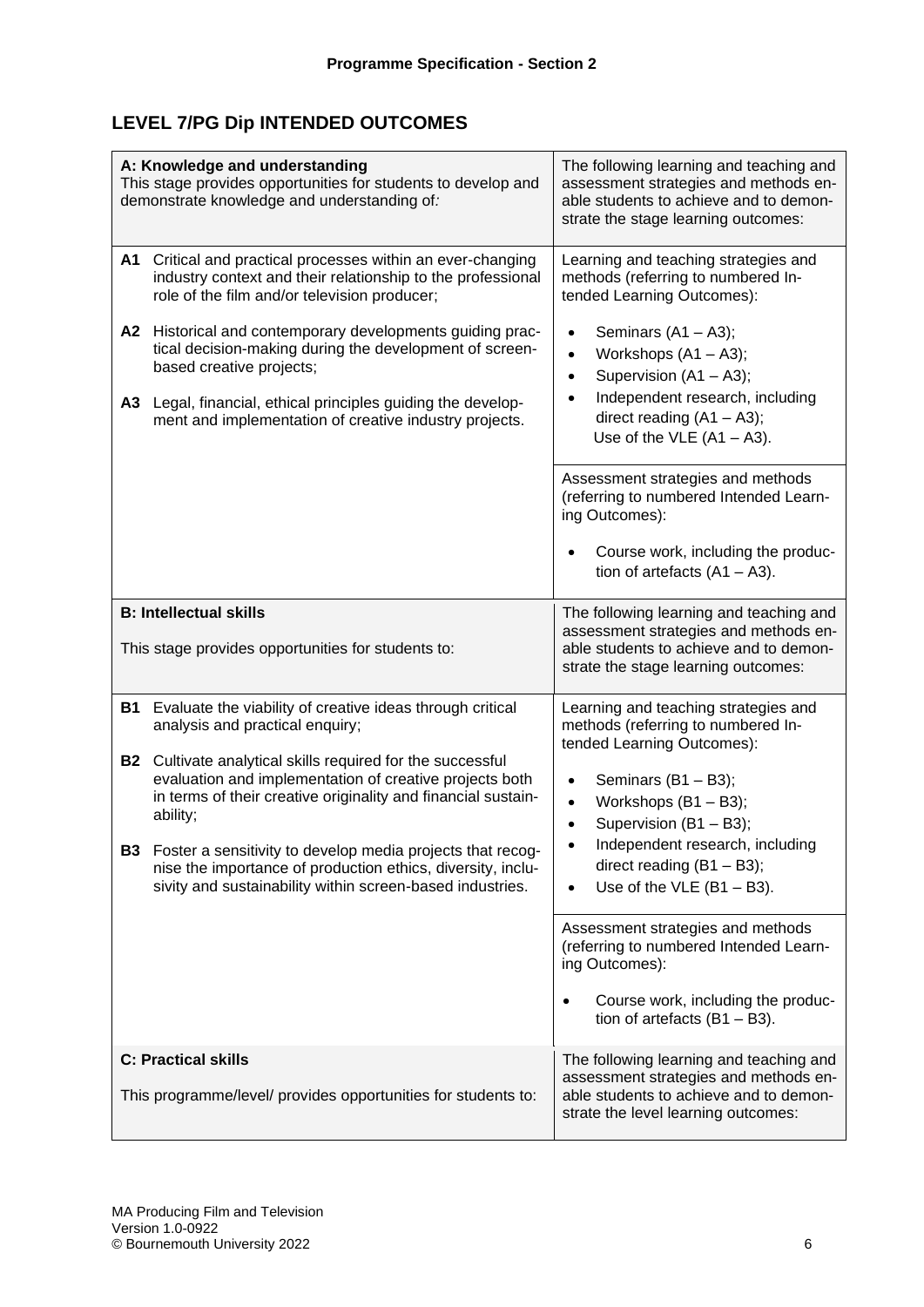## LEVEL 7/PG Dip INTENDED OUTCOMES

| **A: Knowledge and understanding**<br>This stage provides opportunities for students to develop and demonstrate knowledge and understanding of: | The following learning and teaching and assessment strategies and methods enable students to achieve and to demonstrate the stage learning outcomes: |
|---|---|
| **A1** Critical and practical processes within an ever-changing industry context and their relationship to the professional role of the film and/or television producer;<br><br>**A2** Historical and contemporary developments guiding practical decision-making during the development of screen-based creative projects;<br><br>**A3** Legal, financial, ethical principles guiding the development and implementation of creative industry projects. | Learning and teaching strategies and methods (referring to numbered Intended Learning Outcomes):<br><br>• Seminars (A1 – A3);<br>• Workshops (A1 – A3);<br>• Supervision (A1 – A3);<br>• Independent research, including direct reading (A1 – A3);<br>Use of the VLE (A1 – A3). |
| | Assessment strategies and methods (referring to numbered Intended Learning Outcomes):<br><br>• Course work, including the production of artefacts (A1 – A3). |
| **B: Intellectual skills**<br><br>This stage provides opportunities for students to: | The following learning and teaching and assessment strategies and methods enable students to achieve and to demonstrate the stage learning outcomes: |
| **B1** Evaluate the viability of creative ideas through critical analysis and practical enquiry;<br><br>**B2** Cultivate analytical skills required for the successful evaluation and implementation of creative projects both in terms of their creative originality and financial sustainability;<br><br>**B3** Foster a sensitivity to develop media projects that recognise the importance of production ethics, diversity, inclusivity and sustainability within screen-based industries. | Learning and teaching strategies and methods (referring to numbered Intended Learning Outcomes):<br><br>• Seminars (B1 – B3);<br>• Workshops (B1 – B3);<br>• Supervision (B1 – B3);<br>• Independent research, including direct reading (B1 – B3);<br>• Use of the VLE (B1 – B3). |
| | Assessment strategies and methods (referring to numbered Intended Learning Outcomes):<br><br>• Course work, including the production of artefacts (B1 – B3). |
| **C: Practical skills**<br><br>This programme/level/ provides opportunities for students to: | The following learning and teaching and assessment strategies and methods enable students to achieve and to demonstrate the level learning outcomes: |

MA Producing Film and Television
Version 1.0-0922
© Bournemouth University 2022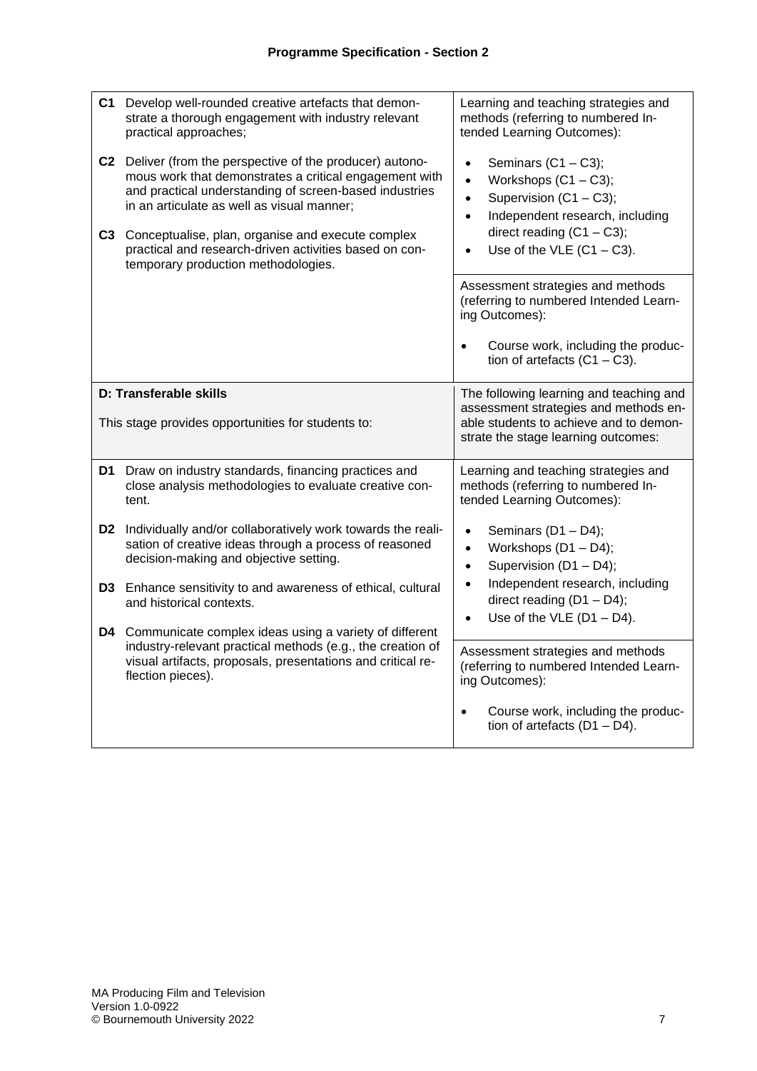## Programme Specification - Section 2

| | |
|---|---|
| **C1** Develop well-rounded creative artefacts that demonstrate a thorough engagement with industry relevant practical approaches;<br><br>**C2** Deliver (from the perspective of the producer) autonomous work that demonstrates a critical engagement with and practical understanding of screen-based industries in an articulate as well as visual manner;<br><br>**C3** Conceptualise, plan, organise and execute complex practical and research-driven activities based on contemporary production methodologies. | Learning and teaching strategies and methods (referring to numbered Intended Learning Outcomes):<br><br>• Seminars (C1 – C3);<br>• Workshops (C1 – C3);<br>• Supervision (C1 – C3);<br>• Independent research, including direct reading (C1 – C3);<br>• Use of the VLE (C1 – C3).<br><br>Assessment strategies and methods (referring to numbered Intended Learning Outcomes):<br><br>• Course work, including the production of artefacts (C1 – C3). |
| **D: Transferable skills**<br><br>This stage provides opportunities for students to: | The following learning and teaching and assessment strategies and methods enable students to achieve and to demonstrate the stage learning outcomes: |
| **D1** Draw on industry standards, financing practices and close analysis methodologies to evaluate creative content.<br><br>**D2** Individually and/or collaboratively work towards the realisation of creative ideas through a process of reasoned decision-making and objective setting.<br><br>**D3** Enhance sensitivity to and awareness of ethical, cultural and historical contexts.<br><br>**D4** Communicate complex ideas using a variety of different industry-relevant practical methods (e.g., the creation of visual artifacts, proposals, presentations and critical reflection pieces). | Learning and teaching strategies and methods (referring to numbered Intended Learning Outcomes):<br><br>• Seminars (D1 – D4);<br>• Workshops (D1 – D4);<br>• Supervision (D1 – D4);<br>• Independent research, including direct reading (D1 – D4);<br>• Use of the VLE (D1 – D4).<br><br>Assessment strategies and methods (referring to numbered Intended Learning Outcomes):<br><br>• Course work, including the production of artefacts (D1 – D4). |

MA Producing Film and Television
Version 1.0-0922
© Bournemouth University 2022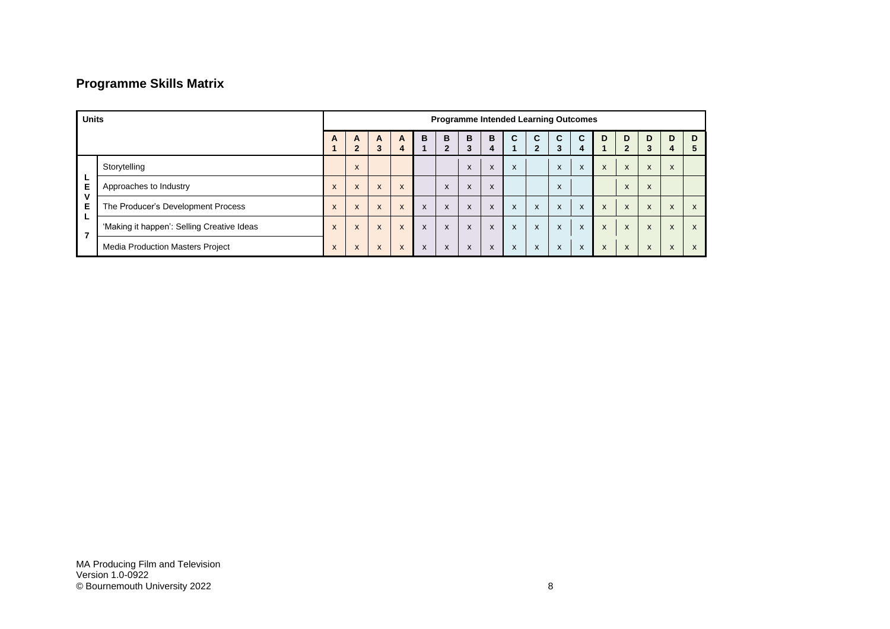## Programme Skills Matrix

| Units | | Programme Intended Learning Outcomes | | | | | | | | | | | | | | | | |
|---|---|---|---|---|---|---|---|---|---|---|---|---|---|---|---|---|---|---|
| | | A1 | A2 | A3 | A4 | B1 | B2 | B3 | B4 | C1 | C2 | C3 | C4 | D1 | D2 | D3 | D4 | D5 |
| LEVEL 7 | Storytelling | | x | | | | | x | x | x | | x | x | x | x | x | x | |
| | Approaches to Industry | x | x | x | x | | x | x | x | | | x | | | x | x | | |
| | The Producer's Development Process | x | x | x | x | x | x | x | x | x | x | x | x | x | x | x | x | x |
| | 'Making it happen': Selling Creative Ideas | x | x | x | x | x | x | x | x | x | x | x | x | x | x | x | x | x |
| | Media Production Masters Project | x | x | x | x | x | x | x | x | x | x | x | x | x | x | x | x | x |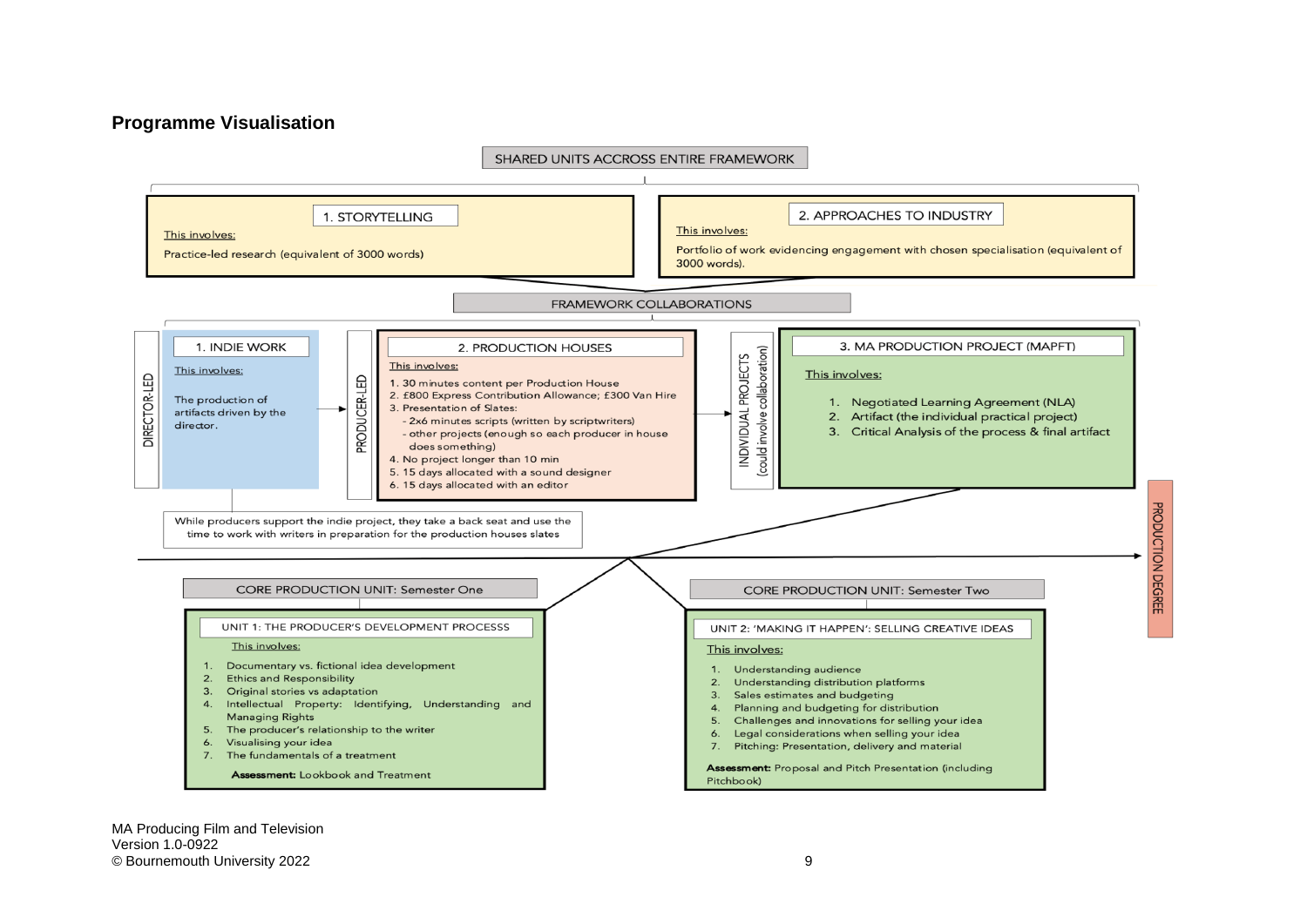## Programme Visualisation

SHARED UNITS ACCROSS ENTIRE FRAMEWORK

**1. STORYTELLING**

This involves:

Practice-led research (equivalent of 3000 words)

**2. APPROACHES TO INDUSTRY**

This involves:

Portfolio of work evidencing engagement with chosen specialisation (equivalent of 3000 words).

FRAMEWORK COLLABORATIONS

DIRECTOR-LED

**1. INDIE WORK**

This involves:

The production of artifacts driven by the director.

PRODUCER-LED

**2. PRODUCTION HOUSES**

This involves:

1. 30 minutes content per Production House
2. £800 Express Contribution Allowance; £300 Van Hire
3. Presentation of Slates:
   - 2x6 minutes scripts (written by scriptwriters)
   - other projects (enough so each producer in house does something)
4. No project longer than 10 min
5. 15 days allocated with a sound designer
6. 15 days allocated with an editor

INDIVIDUAL PROJECTS (could involve collaboration)

**3. MA PRODUCTION PROJECT (MAPFT)**

This involves:

1. Negotiated Learning Agreement (NLA)
2. Artifact (the individual practical project)
3. Critical Analysis of the process & final artifact

While producers support the indie project, they take a back seat and use the time to work with writers in preparation for the production houses slates

PRODUCTION DEGREE

CORE PRODUCTION UNIT: Semester One

**UNIT 1: THE PRODUCER'S DEVELOPMENT PROCESSS**

This involves:

1. Documentary vs. fictional idea development
2. Ethics and Responsibility
3. Original stories vs adaptation
4. Intellectual Property: Identifying, Understanding and Managing Rights
5. The producer's relationship to the writer
6. Visualising your idea
7. The fundamentals of a treatment

**Assessment:** Lookbook and Treatment

CORE PRODUCTION UNIT: Semester Two

**UNIT 2: 'MAKING IT HAPPEN': SELLING CREATIVE IDEAS**

This involves:

1. Understanding audience
2. Understanding distribution platforms
3. Sales estimates and budgeting
4. Planning and budgeting for distribution
5. Challenges and innovations for selling your idea
6. Legal considerations when selling your idea
7. Pitching: Presentation, delivery and material

**Assessment:** Proposal and Pitch Presentation (including Pitchbook)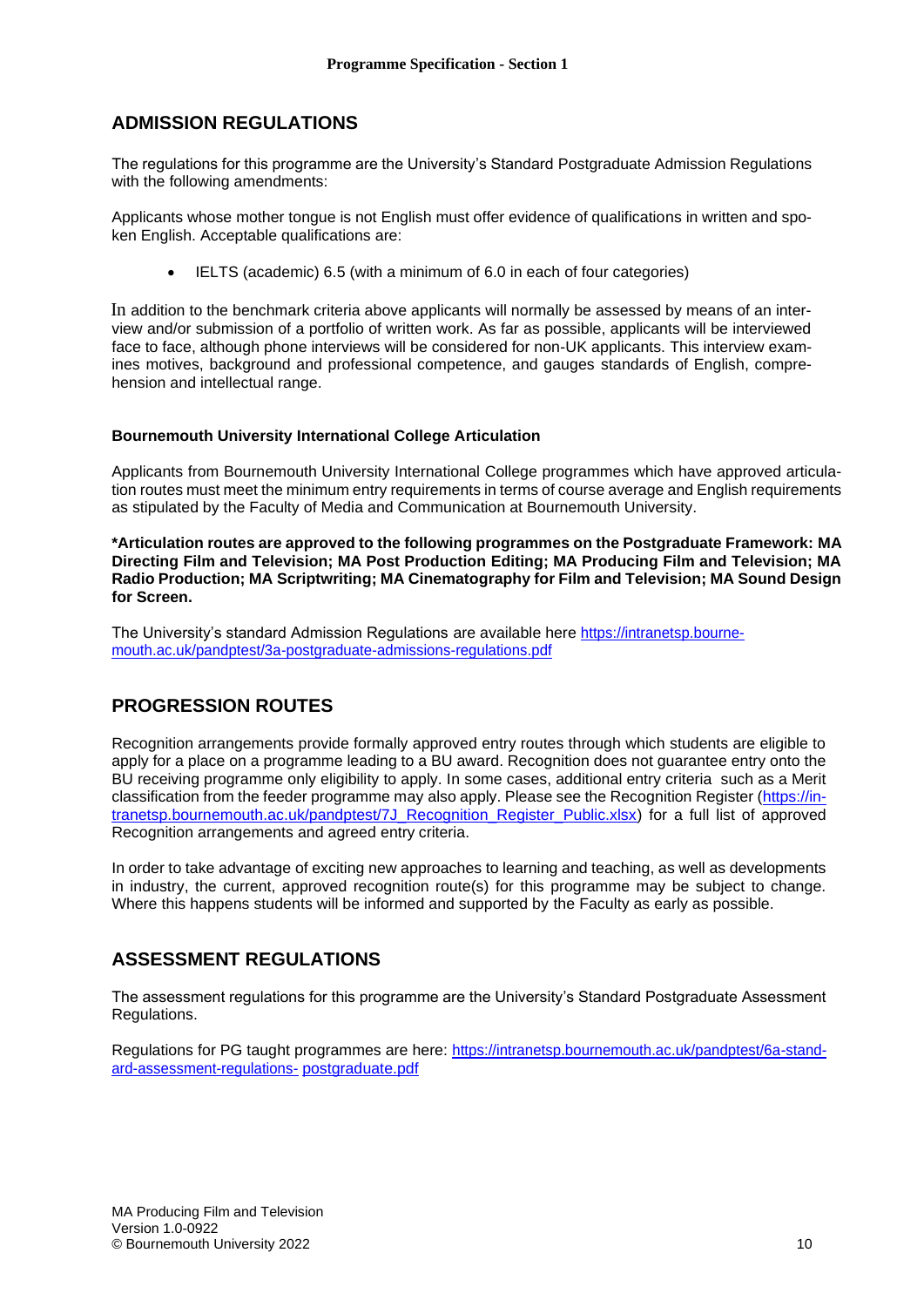## ADMISSION REGULATIONS

The regulations for this programme are the University's Standard Postgraduate Admission Regulations with the following amendments:

Applicants whose mother tongue is not English must offer evidence of qualifications in written and spoken English. Acceptable qualifications are:

- IELTS (academic) 6.5 (with a minimum of 6.0 in each of four categories)

In addition to the benchmark criteria above applicants will normally be assessed by means of an interview and/or submission of a portfolio of written work. As far as possible, applicants will be interviewed face to face, although phone interviews will be considered for non-UK applicants. This interview examines motives, background and professional competence, and gauges standards of English, comprehension and intellectual range.

#### Bournemouth University International College Articulation

Applicants from Bournemouth University International College programmes which have approved articulation routes must meet the minimum entry requirements in terms of course average and English requirements as stipulated by the Faculty of Media and Communication at Bournemouth University.

**\*Articulation routes are approved to the following programmes on the Postgraduate Framework: MA Directing Film and Television; MA Post Production Editing; MA Producing Film and Television; MA Radio Production; MA Scriptwriting; MA Cinematography for Film and Television; MA Sound Design for Screen.**

The University's standard Admission Regulations are available here https://intranetsp.bournemouth.ac.uk/pandptest/3a-postgraduate-admissions-regulations.pdf

## PROGRESSION ROUTES

Recognition arrangements provide formally approved entry routes through which students are eligible to apply for a place on a programme leading to a BU award. Recognition does not guarantee entry onto the BU receiving programme only eligibility to apply. In some cases, additional entry criteria such as a Merit classification from the feeder programme may also apply. Please see the Recognition Register (https://intranetsp.bournemouth.ac.uk/pandptest/7J_Recognition_Register_Public.xlsx) for a full list of approved Recognition arrangements and agreed entry criteria.

In order to take advantage of exciting new approaches to learning and teaching, as well as developments in industry, the current, approved recognition route(s) for this programme may be subject to change. Where this happens students will be informed and supported by the Faculty as early as possible.

## ASSESSMENT REGULATIONS

The assessment regulations for this programme are the University's Standard Postgraduate Assessment Regulations.

Regulations for PG taught programmes are here: https://intranetsp.bournemouth.ac.uk/pandptest/6a-standard-assessment-regulations- postgraduate.pdf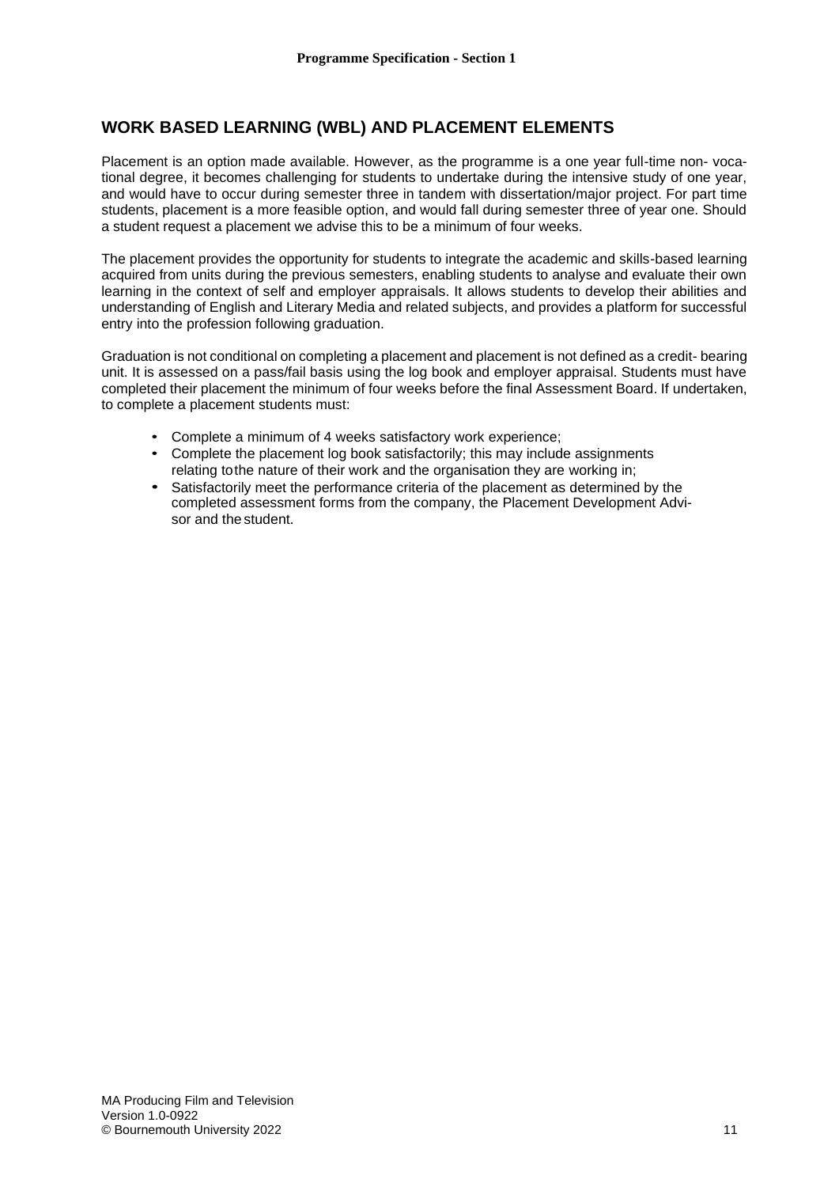## WORK BASED LEARNING (WBL) AND PLACEMENT ELEMENTS

Placement is an option made available. However, as the programme is a one year full-time non- vocational degree, it becomes challenging for students to undertake during the intensive study of one year, and would have to occur during semester three in tandem with dissertation/major project. For part time students, placement is a more feasible option, and would fall during semester three of year one. Should a student request a placement we advise this to be a minimum of four weeks.

The placement provides the opportunity for students to integrate the academic and skills-based learning acquired from units during the previous semesters, enabling students to analyse and evaluate their own learning in the context of self and employer appraisals. It allows students to develop their abilities and understanding of English and Literary Media and related subjects, and provides a platform for successful entry into the profession following graduation.

Graduation is not conditional on completing a placement and placement is not defined as a credit- bearing unit. It is assessed on a pass/fail basis using the log book and employer appraisal. Students must have completed their placement the minimum of four weeks before the final Assessment Board. If undertaken, to complete a placement students must:

- Complete a minimum of 4 weeks satisfactory work experience;
- Complete the placement log book satisfactorily; this may include assignments relating to the nature of their work and the organisation they are working in;
- Satisfactorily meet the performance criteria of the placement as determined by the completed assessment forms from the company, the Placement Development Advisor and the student.